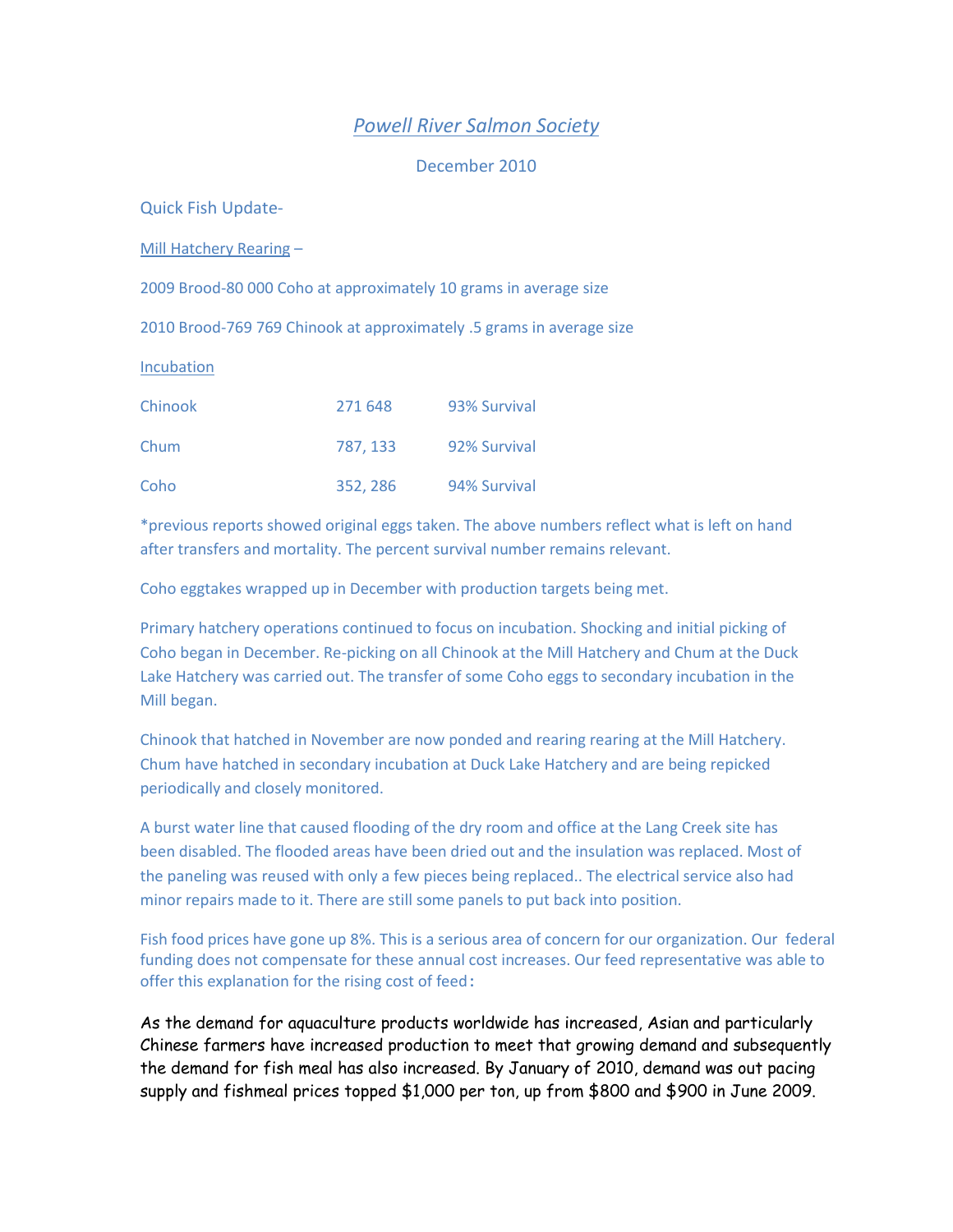# *Powell River Salmon Society*

December 2010

Quick Fish Update-

Mill Hatchery Rearing –

2009 Brood-80 000 Coho at approximately 10 grams in average size

2010 Brood-769 769 Chinook at approximately .5 grams in average size

Incubation

| Chinook | 271 648 | 93% Survival |
|---|---|---|
| Chum | 787, 133 | 92% Survival |
| Coho | 352, 286 | 94% Survival |

*previous reports showed original eggs taken. The above numbers reflect what is left on hand after transfers and mortality. The percent survival number remains relevant.

Coho eggtakes wrapped up in December with production targets being met.

Primary hatchery operations continued to focus on incubation. Shocking and initial picking of Coho began in December. Re-picking on all Chinook at the Mill Hatchery and Chum at the Duck Lake Hatchery was carried out. The transfer of some Coho eggs to secondary incubation in the Mill began.

Chinook that hatched in November are now ponded and rearing rearing at the Mill Hatchery. Chum have hatched in secondary incubation at Duck Lake Hatchery and are being repicked periodically and closely monitored.

A burst water line that caused flooding of the dry room and office at the Lang Creek site has been disabled. The flooded areas have been dried out and the insulation was replaced. Most of the paneling was reused with only a few pieces being replaced.. The electrical service also had minor repairs made to it. There are still some panels to put back into position.

Fish food prices have gone up 8%. This is a serious area of concern for our organization. Our federal funding does not compensate for these annual cost increases. Our feed representative was able to offer this explanation for the rising cost of feed:

As the demand for aquaculture products worldwide has increased, Asian and particularly Chinese farmers have increased production to meet that growing demand and subsequently the demand for fish meal has also increased. By January of 2010, demand was out pacing supply and fishmeal prices topped $1,000 per ton, up from $800 and $900 in June 2009.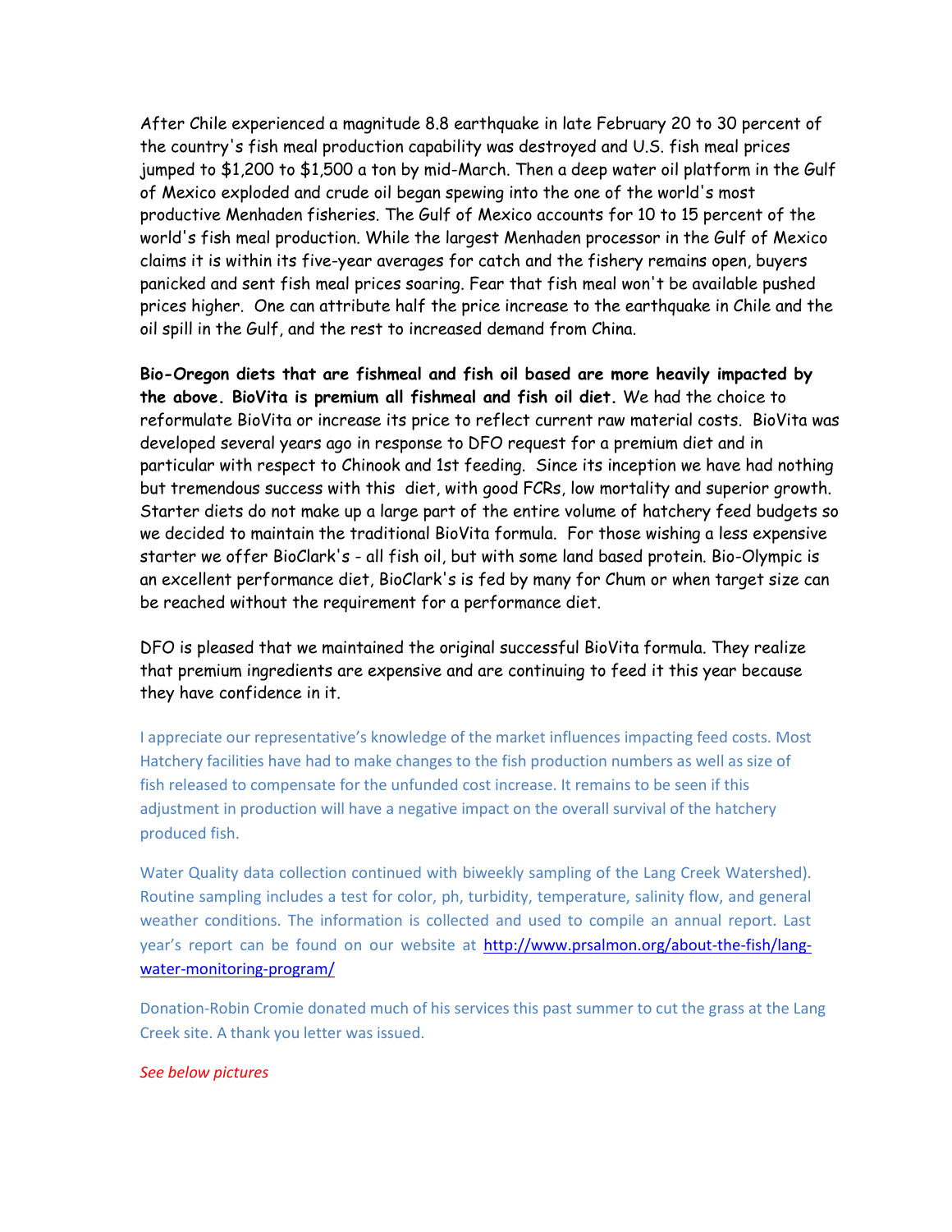After Chile experienced a magnitude 8.8 earthquake in late February 20 to 30 percent of the country's fish meal production capability was destroyed and U.S. fish meal prices jumped to $1,200 to $1,500 a ton by mid-March. Then a deep water oil platform in the Gulf of Mexico exploded and crude oil began spewing into the one of the world's most productive Menhaden fisheries. The Gulf of Mexico accounts for 10 to 15 percent of the world's fish meal production. While the largest Menhaden processor in the Gulf of Mexico claims it is within its five-year averages for catch and the fishery remains open, buyers panicked and sent fish meal prices soaring. Fear that fish meal won't be available pushed prices higher. One can attribute half the price increase to the earthquake in Chile and the oil spill in the Gulf, and the rest to increased demand from China.

**Bio-Oregon diets that are fishmeal and fish oil based are more heavily impacted by the above. BioVita is premium all fishmeal and fish oil diet.** We had the choice to reformulate BioVita or increase its price to reflect current raw material costs. BioVita was developed several years ago in response to DFO request for a premium diet and in particular with respect to Chinook and 1st feeding. Since its inception we have had nothing but tremendous success with this diet, with good FCRs, low mortality and superior growth. Starter diets do not make up a large part of the entire volume of hatchery feed budgets so we decided to maintain the traditional BioVita formula. For those wishing a less expensive starter we offer BioClark's - all fish oil, but with some land based protein. Bio-Olympic is an excellent performance diet, BioClark's is fed by many for Chum or when target size can be reached without the requirement for a performance diet.

DFO is pleased that we maintained the original successful BioVita formula. They realize that premium ingredients are expensive and are continuing to feed it this year because they have confidence in it.

I appreciate our representative's knowledge of the market influences impacting feed costs. Most Hatchery facilities have had to make changes to the fish production numbers as well as size of fish released to compensate for the unfunded cost increase. It remains to be seen if this adjustment in production will have a negative impact on the overall survival of the hatchery produced fish.

Water Quality data collection continued with biweekly sampling of the Lang Creek Watershed). Routine sampling includes a test for color, ph, turbidity, temperature, salinity flow, and general weather conditions. The information is collected and used to compile an annual report. Last year's report can be found on our website at http://www.prsalmon.org/about-the-fish/lang-water-monitoring-program/

Donation-Robin Cromie donated much of his services this past summer to cut the grass at the Lang Creek site. A thank you letter was issued.

*See below pictures*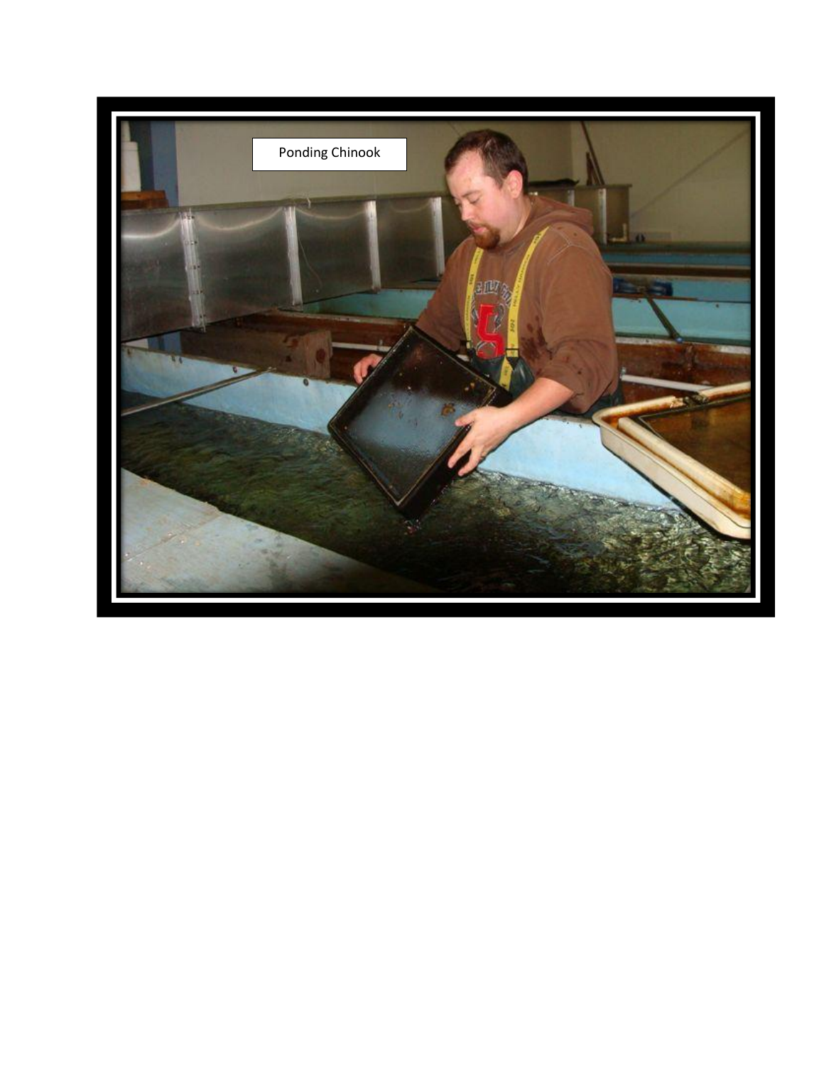Ponding Chinook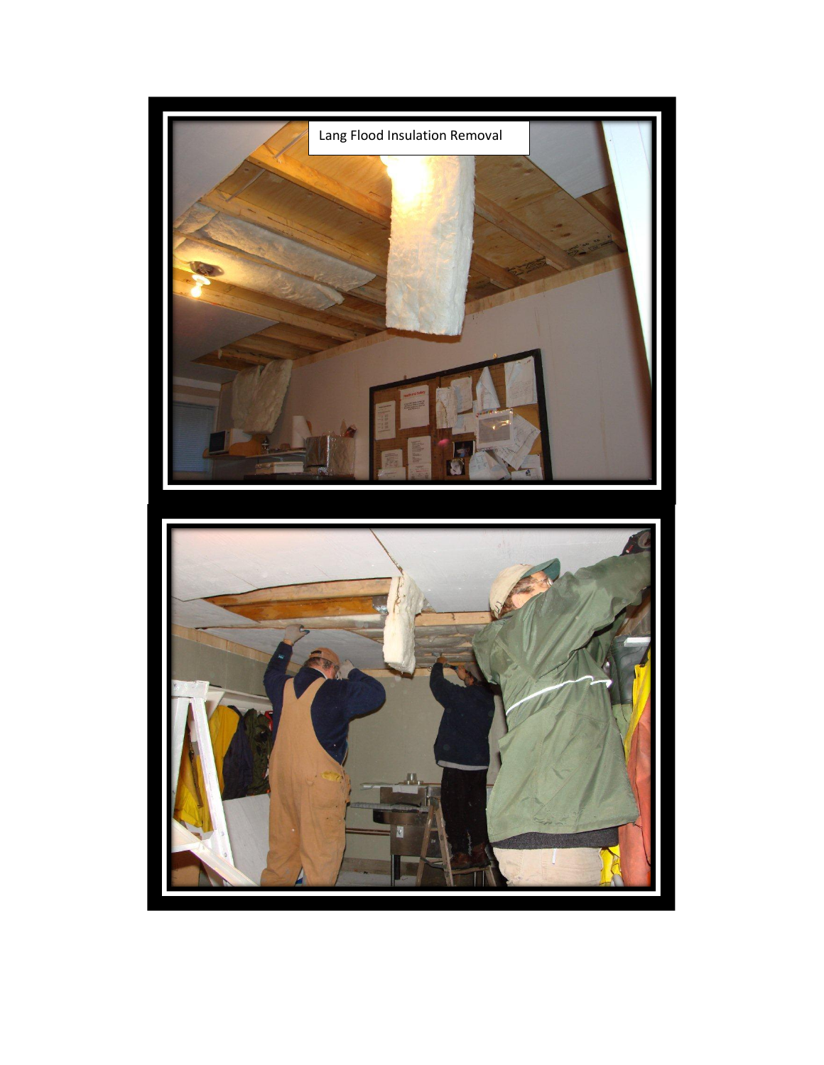Lang Flood Insulation Removal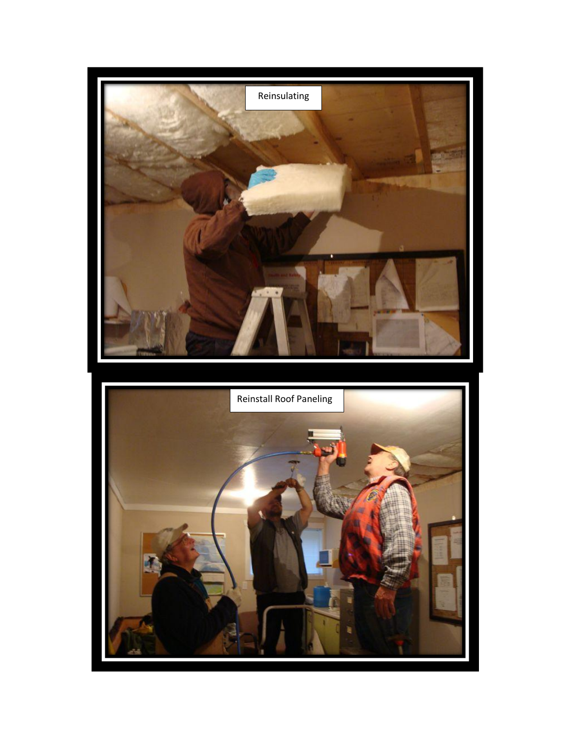Reinsulating

Reinstall Roof Paneling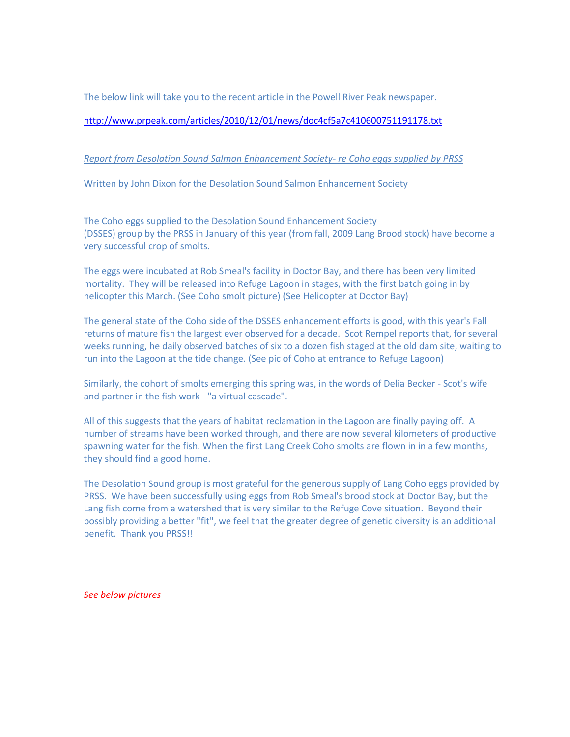The below link will take you to the recent article in the Powell River Peak newspaper.

http://www.prpeak.com/articles/2010/12/01/news/doc4cf5a7c410600751191178.txt

*Report from Desolation Sound Salmon Enhancement Society- re Coho eggs supplied by PRSS*

Written by John Dixon for the Desolation Sound Salmon Enhancement Society

The Coho eggs supplied to the Desolation Sound Enhancement Society (DSSES) group by the PRSS in January of this year (from fall, 2009 Lang Brood stock) have become a very successful crop of smolts.

The eggs were incubated at Rob Smeal's facility in Doctor Bay, and there has been very limited mortality. They will be released into Refuge Lagoon in stages, with the first batch going in by helicopter this March. (See Coho smolt picture) (See Helicopter at Doctor Bay)

The general state of the Coho side of the DSSES enhancement efforts is good, with this year's Fall returns of mature fish the largest ever observed for a decade. Scot Rempel reports that, for several weeks running, he daily observed batches of six to a dozen fish staged at the old dam site, waiting to run into the Lagoon at the tide change. (See pic of Coho at entrance to Refuge Lagoon)

Similarly, the cohort of smolts emerging this spring was, in the words of Delia Becker - Scot's wife and partner in the fish work - "a virtual cascade".

All of this suggests that the years of habitat reclamation in the Lagoon are finally paying off. A number of streams have been worked through, and there are now several kilometers of productive spawning water for the fish. When the first Lang Creek Coho smolts are flown in in a few months, they should find a good home.

The Desolation Sound group is most grateful for the generous supply of Lang Coho eggs provided by PRSS. We have been successfully using eggs from Rob Smeal's brood stock at Doctor Bay, but the Lang fish come from a watershed that is very similar to the Refuge Cove situation. Beyond their possibly providing a better "fit", we feel that the greater degree of genetic diversity is an additional benefit. Thank you PRSS!!

*See below pictures*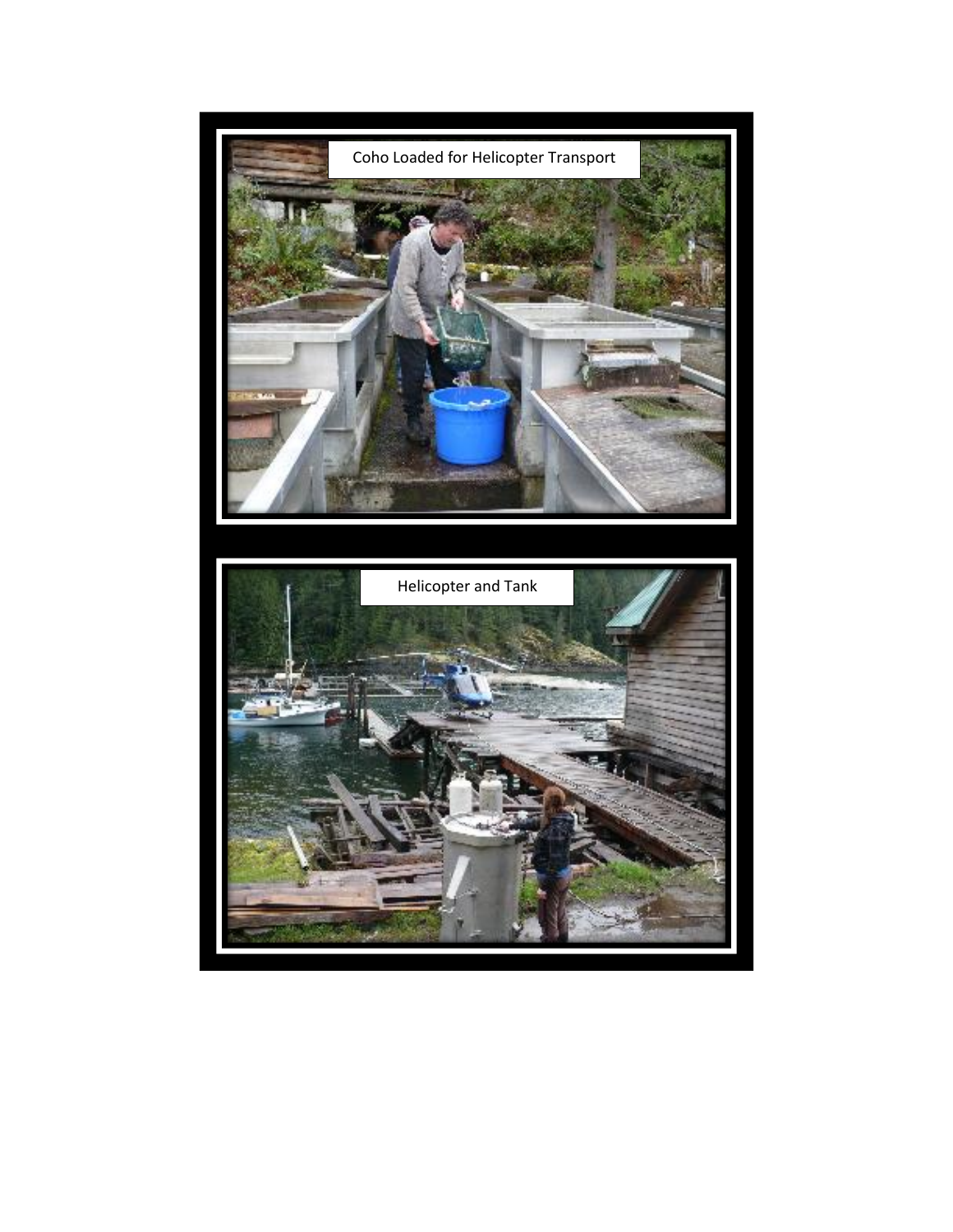Coho Loaded for Helicopter Transport

Helicopter and Tank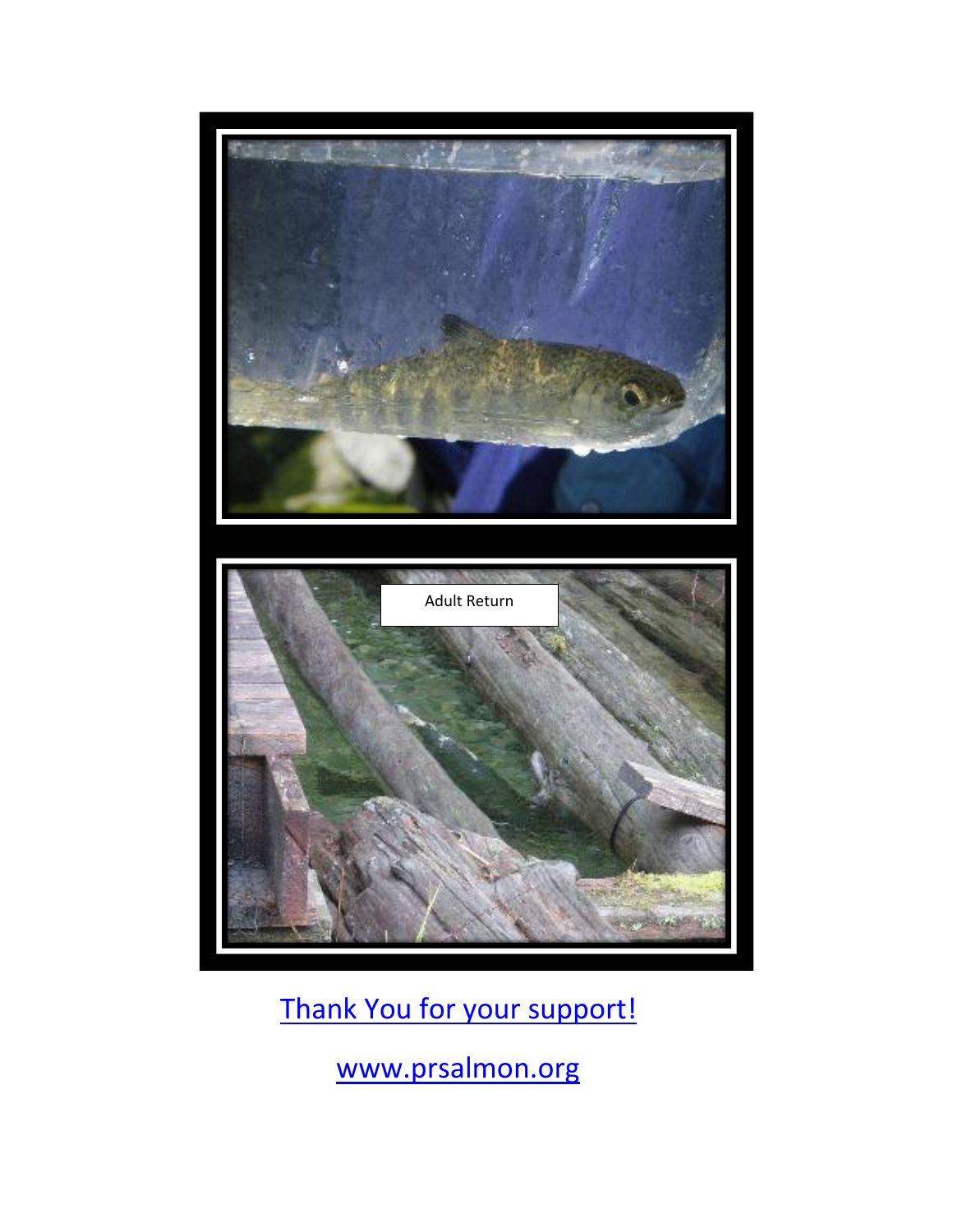Adult Return

[Thank You for your support!](#)

[www.prsalmon.org](http://www.prsalmon.org)